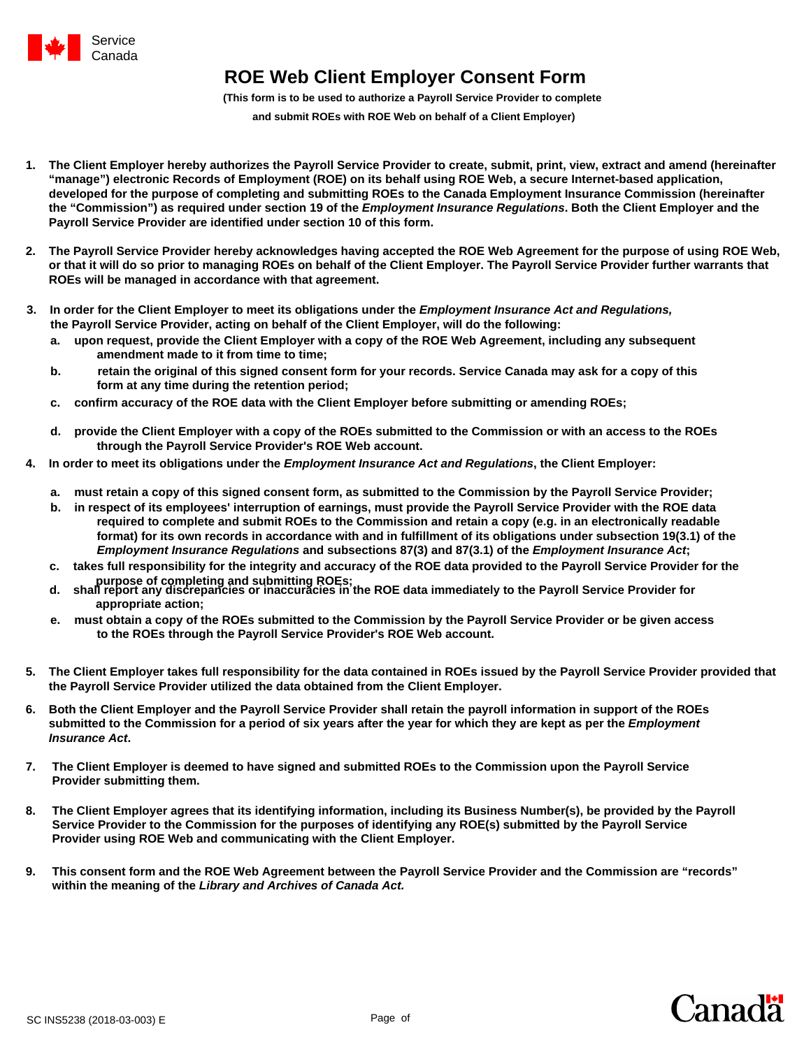Service Canada

# ROE Web Client Employer Consent Form

**(This form is to be used to authorize a Payroll Service Provider to complete and submit ROEs with ROE Web on behalf of a Client Employer)**

1. **The Client Employer hereby authorizes the Payroll Service Provider to create, submit, print, view, extract and amend (hereinafter "manage") electronic Records of Employment (ROE) on its behalf using ROE Web, a secure Internet-based application, developed for the purpose of completing and submitting ROEs to the Canada Employment Insurance Commission (hereinafter the "Commission") as required under section 19 of the *Employment Insurance Regulations*. Both the Client Employer and the Payroll Service Provider are identified under section 10 of this form.**

2. **The Payroll Service Provider hereby acknowledges having accepted the ROE Web Agreement for the purpose of using ROE Web, or that it will do so prior to managing ROEs on behalf of the Client Employer. The Payroll Service Provider further warrants that ROEs will be managed in accordance with that agreement.**

3. **In order for the Client Employer to meet its obligations under the *Employment Insurance Act and Regulations,* the Payroll Service Provider, acting on behalf of the Client Employer, will do the following:**
   a. **upon request, provide the Client Employer with a copy of the ROE Web Agreement, including any subsequent amendment made to it from time to time;**
   b. **retain the original of this signed consent form for your records. Service Canada may ask for a copy of this form at any time during the retention period;**
   c. **confirm accuracy of the ROE data with the Client Employer before submitting or amending ROEs;**
   d. **provide the Client Employer with a copy of the ROEs submitted to the Commission or with an access to the ROEs through the Payroll Service Provider's ROE Web account.**

4. **In order to meet its obligations under the *Employment Insurance Act and Regulations*, the Client Employer:**
   a. **must retain a copy of this signed consent form, as submitted to the Commission by the Payroll Service Provider;**
   b. **in respect of its employees' interruption of earnings, must provide the Payroll Service Provider with the ROE data required to complete and submit ROEs to the Commission and retain a copy (e.g. in an electronically readable format) for its own records in accordance with and in fulfillment of its obligations under subsection 19(3.1) of the *Employment Insurance Regulations* and subsections 87(3) and 87(3.1) of the *Employment Insurance Act*;**
   c. **takes full responsibility for the integrity and accuracy of the ROE data provided to the Payroll Service Provider for the purpose of completing and submitting ROEs;**
   d. **shall report any discrepancies or inaccuracies in the ROE data immediately to the Payroll Service Provider for appropriate action;**
   e. **must obtain a copy of the ROEs submitted to the Commission by the Payroll Service Provider or be given access to the ROEs through the Payroll Service Provider's ROE Web account.**

5. **The Client Employer takes full responsibility for the data contained in ROEs issued by the Payroll Service Provider provided that the Payroll Service Provider utilized the data obtained from the Client Employer.**

6. **Both the Client Employer and the Payroll Service Provider shall retain the payroll information in support of the ROEs submitted to the Commission for a period of six years after the year for which they are kept as per the *Employment Insurance Act*.**

7. **The Client Employer is deemed to have signed and submitted ROEs to the Commission upon the Payroll Service Provider submitting them.**

8. **The Client Employer agrees that its identifying information, including its Business Number(s), be provided by the Payroll Service Provider to the Commission for the purposes of identifying any ROE(s) submitted by the Payroll Service Provider using ROE Web and communicating with the Client Employer.**

9. **This consent form and the ROE Web Agreement between the Payroll Service Provider and the Commission are "records" within the meaning of the *Library and Archives of Canada Act.***

SC INS5238 (2018-03-003) E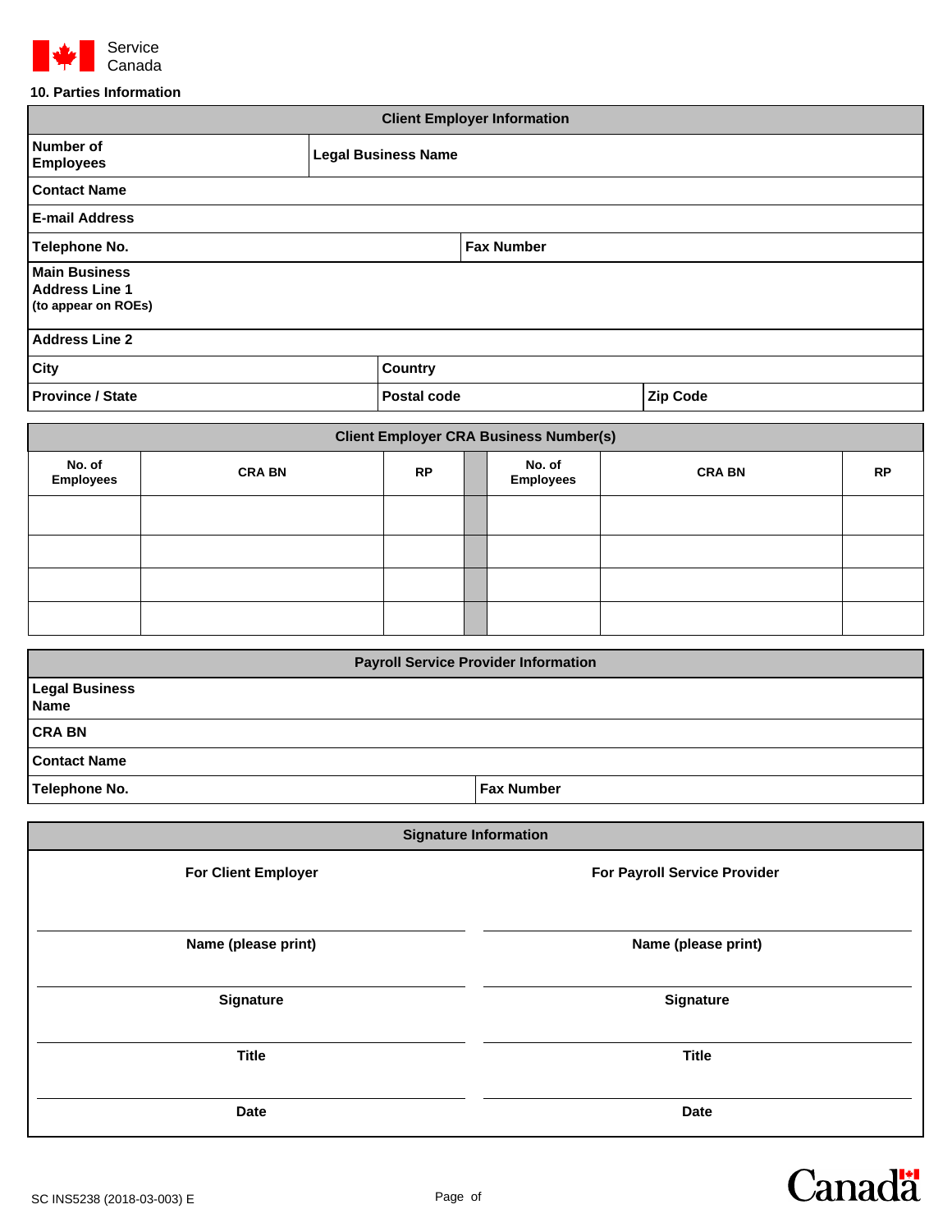Service Canada

## 10. Parties Information

| Client Employer Information | | | |
|---|---|---|---|
| Number of Employees | Legal Business Name | | |
| Contact Name | | | |
| E-mail Address | | | |
| Telephone No. | | Fax Number | |
| Main Business Address Line 1 (to appear on ROEs) | | | |
| Address Line 2 | | | |
| City | Country | | |
| Province / State | Postal code | | Zip Code |

| Client Employer CRA Business Number(s) | | | | | | |
|---|---|---|---|---|---|---|
| No. of Employees | CRA BN | RP | | No. of Employees | CRA BN | RP |
| | | | | | | |
| | | | | | | |
| | | | | | | |
| | | | | | | |

| Payroll Service Provider Information | |
|---|---|
| Legal Business Name | |
| CRA BN | |
| Contact Name | |
| Telephone No. | Fax Number |

| Signature Information | |
|---|---|
| For Client Employer | For Payroll Service Provider |
| Name (please print) | Name (please print) |
| Signature | Signature |
| Title | Title |
| Date | Date |

SC INS5238 (2018-03-003) E

Canada